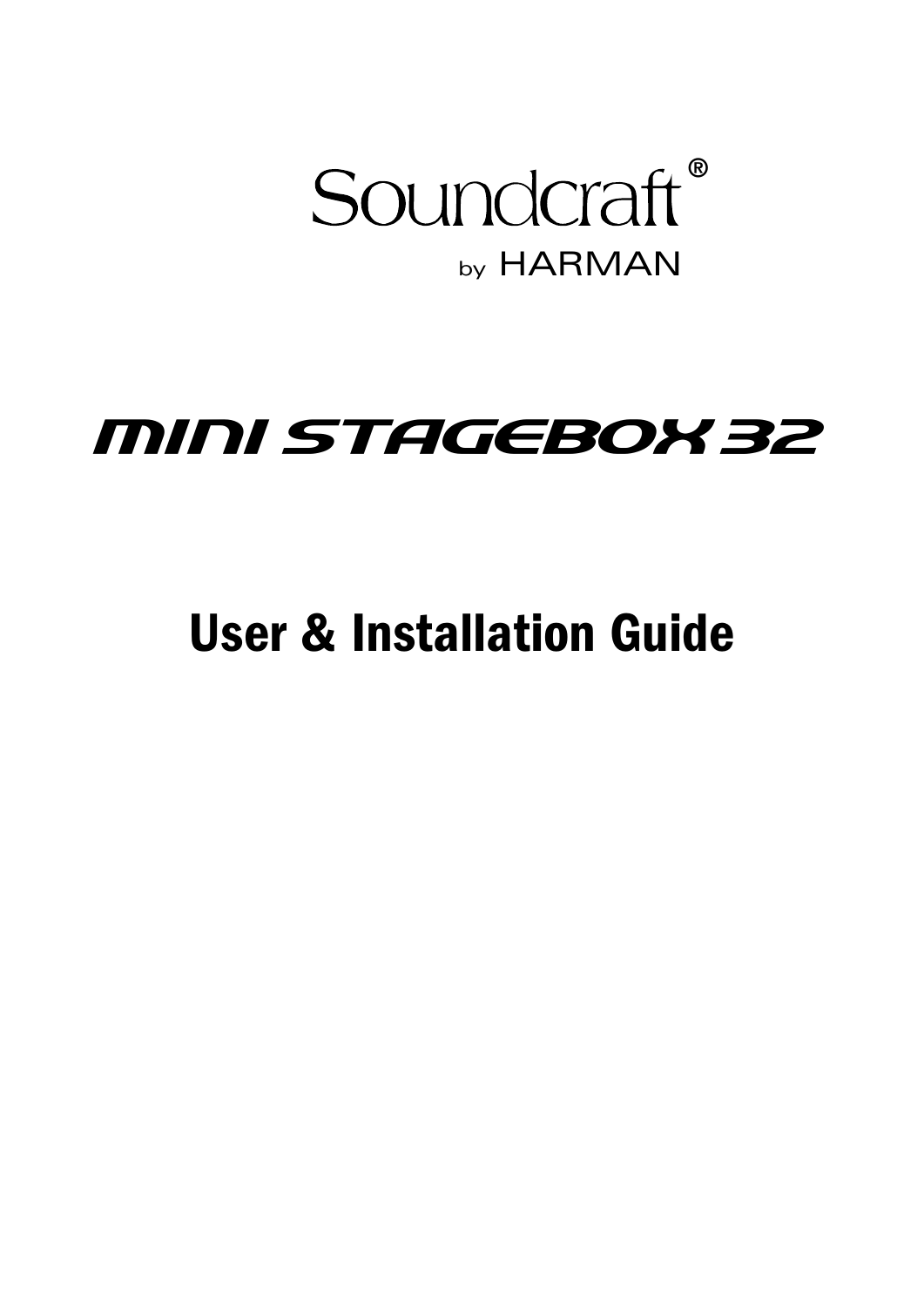Soundcraft®

by HARMAN

# MINI STAGEBOX 32

## User & Installation Guide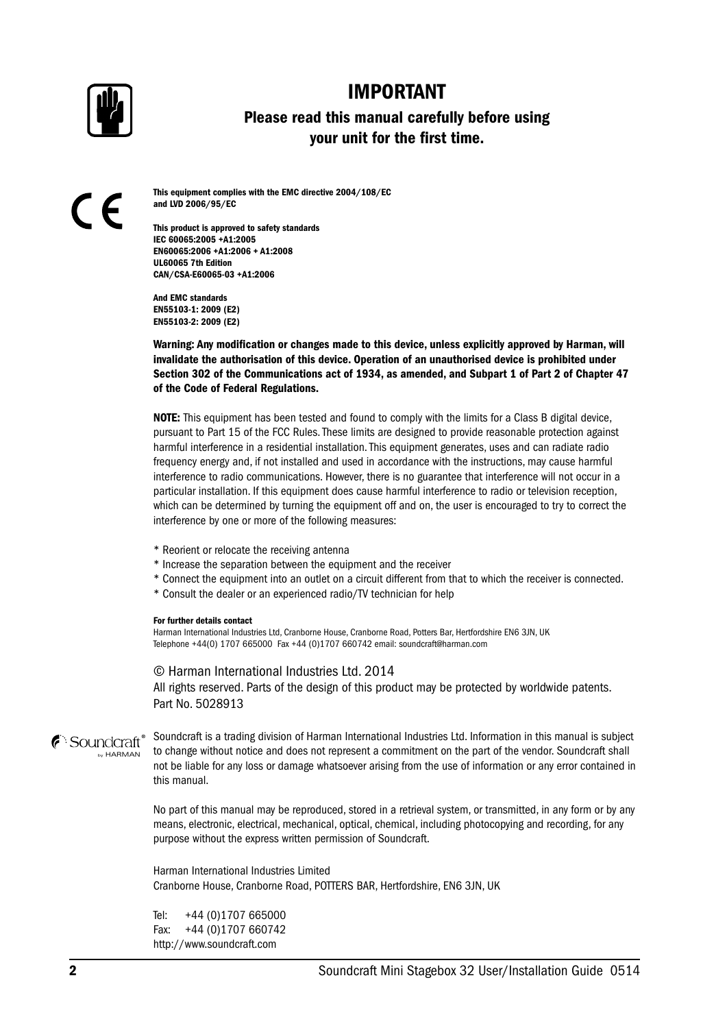# IMPORTANT

## Please read this manual carefully before using your unit for the first time.

**This equipment complies with the EMC directive 2004/108/EC and LVD 2006/95/EC**

**This product is approved to safety standards**
**IEC 60065:2005 +A1:2005**
**EN60065:2006 +A1:2006 + A1:2008**
**UL60065 7th Edition**
**CAN/CSA-E60065-03 +A1:2006**

**And EMC standards**
**EN55103-1: 2009 (E2)**
**EN55103-2: 2009 (E2)**

**Warning: Any modification or changes made to this device, unless explicitly approved by Harman, will invalidate the authorisation of this device. Operation of an unauthorised device is prohibited under Section 302 of the Communications act of 1934, as amended, and Subpart 1 of Part 2 of Chapter 47 of the Code of Federal Regulations.**

**NOTE:** This equipment has been tested and found to comply with the limits for a Class B digital device, pursuant to Part 15 of the FCC Rules. These limits are designed to provide reasonable protection against harmful interference in a residential installation. This equipment generates, uses and can radiate radio frequency energy and, if not installed and used in accordance with the instructions, may cause harmful interference to radio communications. However, there is no guarantee that interference will not occur in a particular installation. If this equipment does cause harmful interference to radio or television reception, which can be determined by turning the equipment off and on, the user is encouraged to try to correct the interference by one or more of the following measures:

* Reorient or relocate the receiving antenna
* Increase the separation between the equipment and the receiver
* Connect the equipment into an outlet on a circuit different from that to which the receiver is connected.
* Consult the dealer or an experienced radio/TV technician for help

**For further details contact**
Harman International Industries Ltd, Cranborne House, Cranborne Road, Potters Bar, Hertfordshire EN6 3JN, UK
Telephone +44(0) 1707 665000 Fax +44 (0)1707 660742 email: soundcraft@harman.com

© Harman International Industries Ltd. 2014
All rights reserved. Parts of the design of this product may be protected by worldwide patents.
Part No. 5028913

Soundcraft is a trading division of Harman International Industries Ltd. Information in this manual is subject to change without notice and does not represent a commitment on the part of the vendor. Soundcraft shall not be liable for any loss or damage whatsoever arising from the use of information or any error contained in this manual.

No part of this manual may be reproduced, stored in a retrieval system, or transmitted, in any form or by any means, electronic, electrical, mechanical, optical, chemical, including photocopying and recording, for any purpose without the express written permission of Soundcraft.

Harman International Industries Limited
Cranborne House, Cranborne Road, POTTERS BAR, Hertfordshire, EN6 3JN, UK

Tel: +44 (0)1707 665000
Fax: +44 (0)1707 660742
http://www.soundcraft.com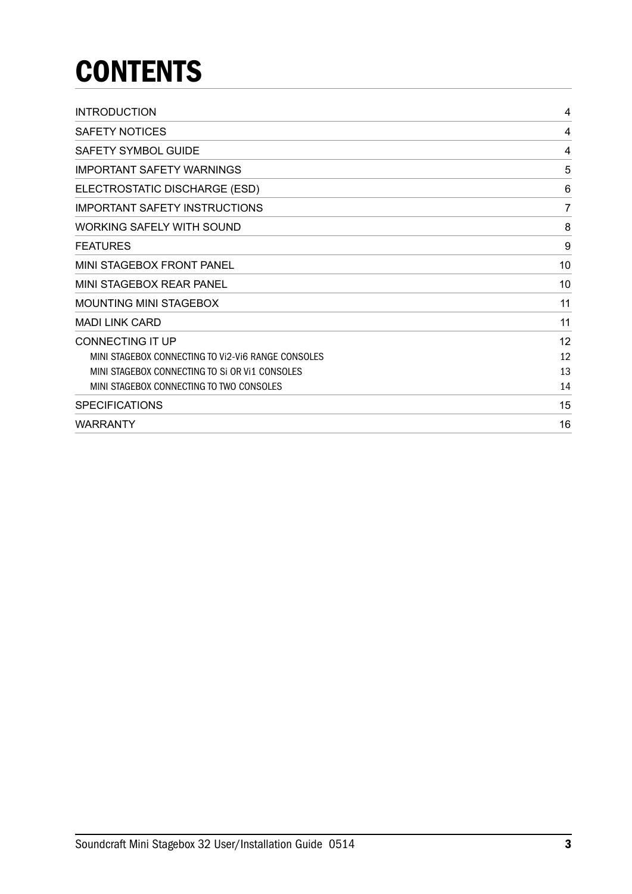# CONTENTS

| | |
|---|---|
| INTRODUCTION | 4 |
| SAFETY NOTICES | 4 |
| SAFETY SYMBOL GUIDE | 4 |
| IMPORTANT SAFETY WARNINGS | 5 |
| ELECTROSTATIC DISCHARGE (ESD) | 6 |
| IMPORTANT SAFETY INSTRUCTIONS | 7 |
| WORKING SAFELY WITH SOUND | 8 |
| FEATURES | 9 |
| MINI STAGEBOX FRONT PANEL | 10 |
| MINI STAGEBOX REAR PANEL | 10 |
| MOUNTING MINI STAGEBOX | 11 |
| MADI LINK CARD | 11 |
| CONNECTING IT UP | 12 |
| MINI STAGEBOX CONNECTING TO Vi2-Vi6 RANGE CONSOLES | 12 |
| MINI STAGEBOX CONNECTING TO Si OR Vi1 CONSOLES | 13 |
| MINI STAGEBOX CONNECTING TO TWO CONSOLES | 14 |
| SPECIFICATIONS | 15 |
| WARRANTY | 16 |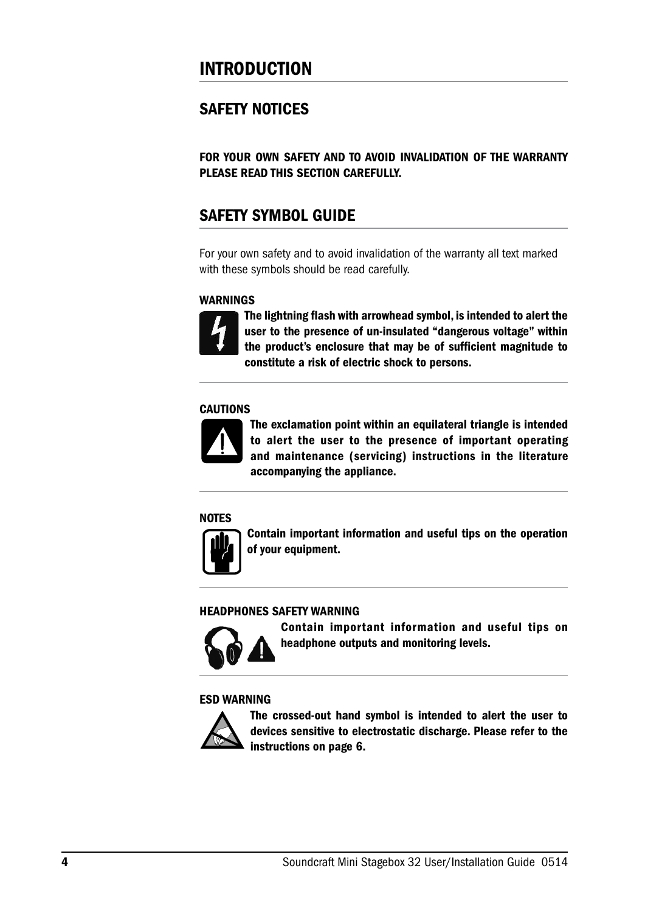# INTRODUCTION

## SAFETY NOTICES

**FOR YOUR OWN SAFETY AND TO AVOID INVALIDATION OF THE WARRANTY PLEASE READ THIS SECTION CAREFULLY.**

## SAFETY SYMBOL GUIDE

For your own safety and to avoid invalidation of the warranty all text marked with these symbols should be read carefully.

**WARNINGS**

**The lightning flash with arrowhead symbol, is intended to alert the user to the presence of un-insulated "dangerous voltage" within the product's enclosure that may be of sufficient magnitude to constitute a risk of electric shock to persons.**

**CAUTIONS**

**The exclamation point within an equilateral triangle is intended to alert the user to the presence of important operating and maintenance (servicing) instructions in the literature accompanying the appliance.**

**NOTES**

**Contain important information and useful tips on the operation of your equipment.**

**HEADPHONES SAFETY WARNING**

**Contain important information and useful tips on headphone outputs and monitoring levels.**

**ESD WARNING**

**The crossed-out hand symbol is intended to alert the user to devices sensitive to electrostatic discharge. Please refer to the instructions on page 6.**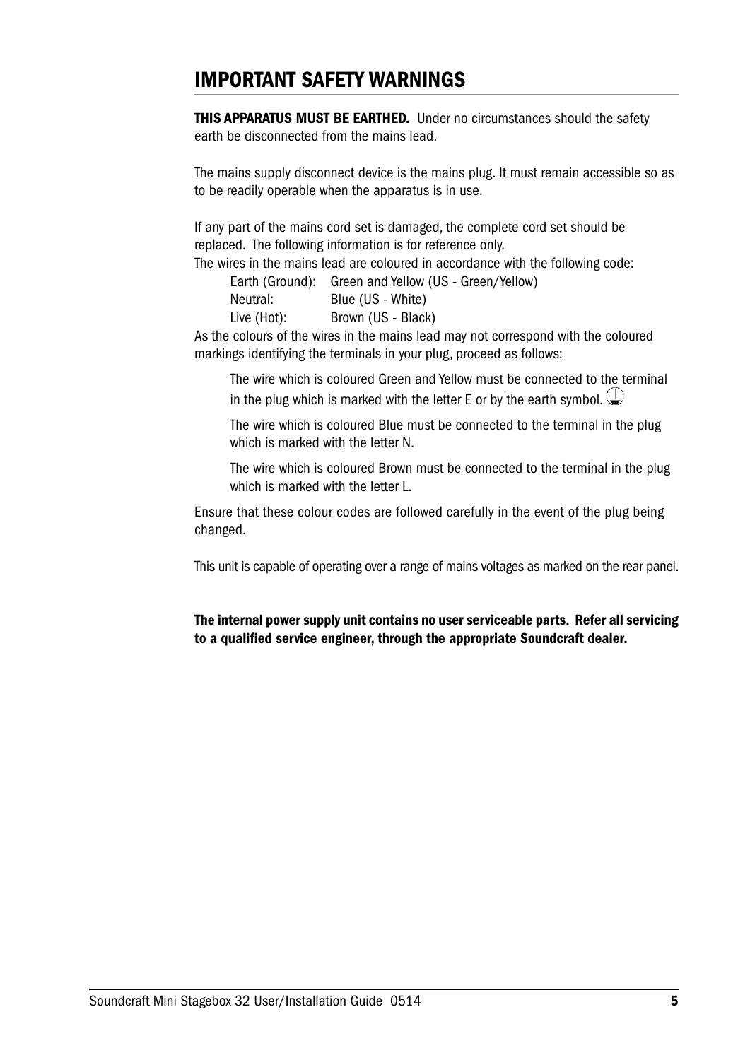## IMPORTANT SAFETY WARNINGS

**THIS APPARATUS MUST BE EARTHED.** Under no circumstances should the safety earth be disconnected from the mains lead.

The mains supply disconnect device is the mains plug. It must remain accessible so as to be readily operable when the apparatus is in use.

If any part of the mains cord set is damaged, the complete cord set should be replaced. The following information is for reference only.

The wires in the mains lead are coloured in accordance with the following code:

| | |
|---|---|
| Earth (Ground): | Green and Yellow (US - Green/Yellow) |
| Neutral: | Blue (US - White) |
| Live (Hot): | Brown (US - Black) |

As the colours of the wires in the mains lead may not correspond with the coloured markings identifying the terminals in your plug, proceed as follows:

The wire which is coloured Green and Yellow must be connected to the terminal in the plug which is marked with the letter E or by the earth symbol. ⏚

The wire which is coloured Blue must be connected to the terminal in the plug which is marked with the letter N.

The wire which is coloured Brown must be connected to the terminal in the plug which is marked with the letter L.

Ensure that these colour codes are followed carefully in the event of the plug being changed.

This unit is capable of operating over a range of mains voltages as marked on the rear panel.

**The internal power supply unit contains no user serviceable parts. Refer all servicing to a qualified service engineer, through the appropriate Soundcraft dealer.**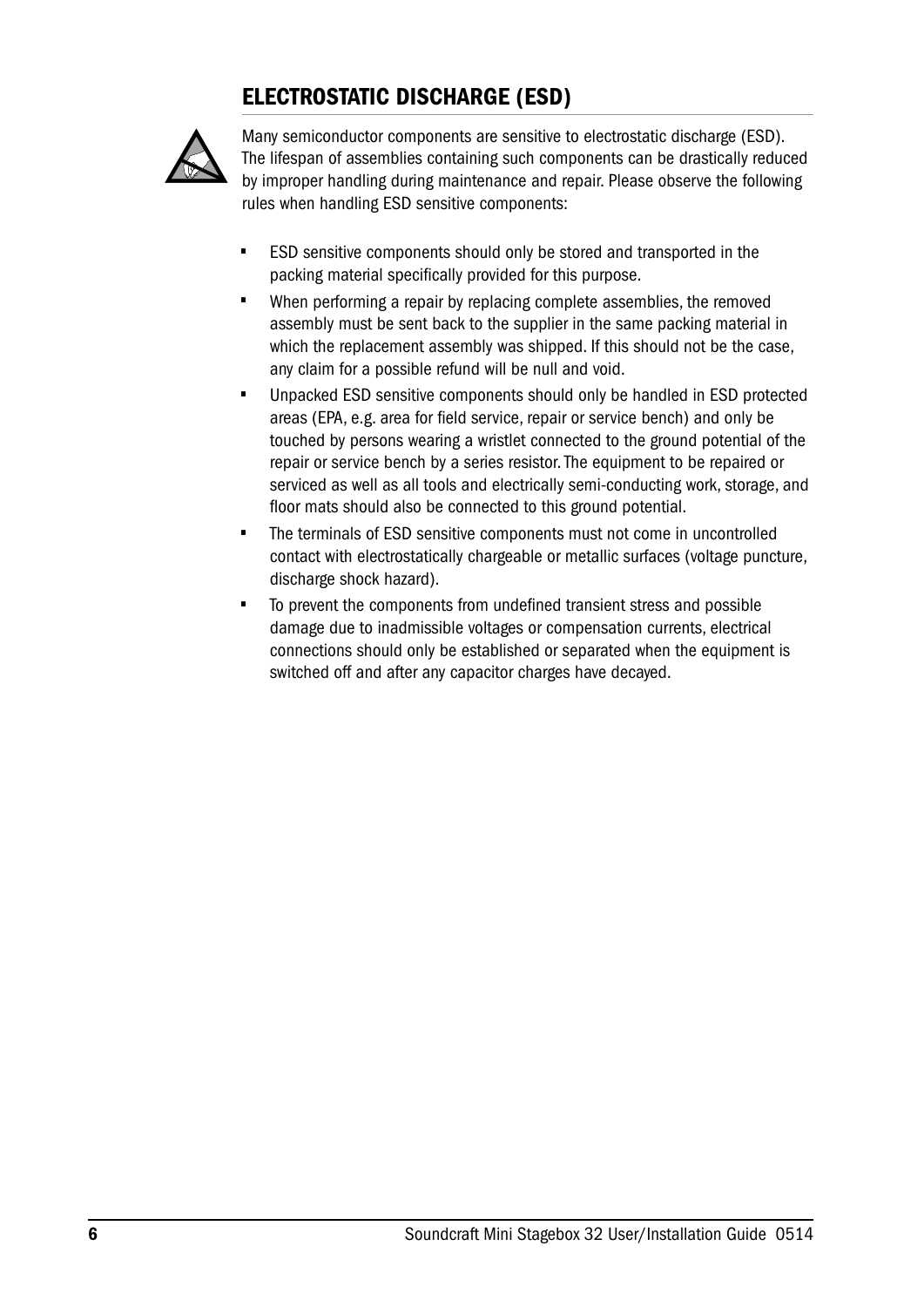## ELECTROSTATIC DISCHARGE (ESD)

Many semiconductor components are sensitive to electrostatic discharge (ESD). The lifespan of assemblies containing such components can be drastically reduced by improper handling during maintenance and repair. Please observe the following rules when handling ESD sensitive components:

- ESD sensitive components should only be stored and transported in the packing material specifically provided for this purpose.
- When performing a repair by replacing complete assemblies, the removed assembly must be sent back to the supplier in the same packing material in which the replacement assembly was shipped. If this should not be the case, any claim for a possible refund will be null and void.
- Unpacked ESD sensitive components should only be handled in ESD protected areas (EPA, e.g. area for field service, repair or service bench) and only be touched by persons wearing a wristlet connected to the ground potential of the repair or service bench by a series resistor. The equipment to be repaired or serviced as well as all tools and electrically semi-conducting work, storage, and floor mats should also be connected to this ground potential.
- The terminals of ESD sensitive components must not come in uncontrolled contact with electrostatically chargeable or metallic surfaces (voltage puncture, discharge shock hazard).
- To prevent the components from undefined transient stress and possible damage due to inadmissible voltages or compensation currents, electrical connections should only be established or separated when the equipment is switched off and after any capacitor charges have decayed.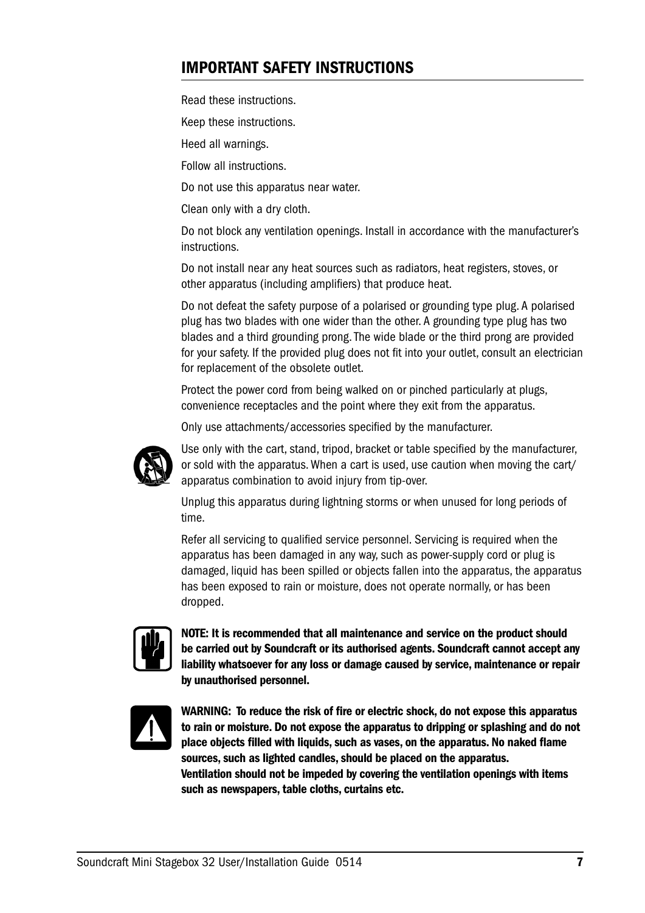## IMPORTANT SAFETY INSTRUCTIONS

Read these instructions.

Keep these instructions.

Heed all warnings.

Follow all instructions.

Do not use this apparatus near water.

Clean only with a dry cloth.

Do not block any ventilation openings. Install in accordance with the manufacturer's instructions.

Do not install near any heat sources such as radiators, heat registers, stoves, or other apparatus (including amplifiers) that produce heat.

Do not defeat the safety purpose of a polarised or grounding type plug. A polarised plug has two blades with one wider than the other. A grounding type plug has two blades and a third grounding prong. The wide blade or the third prong are provided for your safety. If the provided plug does not fit into your outlet, consult an electrician for replacement of the obsolete outlet.

Protect the power cord from being walked on or pinched particularly at plugs, convenience receptacles and the point where they exit from the apparatus.

Only use attachments/accessories specified by the manufacturer.

Use only with the cart, stand, tripod, bracket or table specified by the manufacturer, or sold with the apparatus. When a cart is used, use caution when moving the cart/ apparatus combination to avoid injury from tip-over.

Unplug this apparatus during lightning storms or when unused for long periods of time.

Refer all servicing to qualified service personnel. Servicing is required when the apparatus has been damaged in any way, such as power-supply cord or plug is damaged, liquid has been spilled or objects fallen into the apparatus, the apparatus has been exposed to rain or moisture, does not operate normally, or has been dropped.

**NOTE: It is recommended that all maintenance and service on the product should be carried out by Soundcraft or its authorised agents. Soundcraft cannot accept any liability whatsoever for any loss or damage caused by service, maintenance or repair by unauthorised personnel.**

**WARNING: To reduce the risk of fire or electric shock, do not expose this apparatus to rain or moisture. Do not expose the apparatus to dripping or splashing and do not place objects filled with liquids, such as vases, on the apparatus. No naked flame sources, such as lighted candles, should be placed on the apparatus. Ventilation should not be impeded by covering the ventilation openings with items such as newspapers, table cloths, curtains etc.**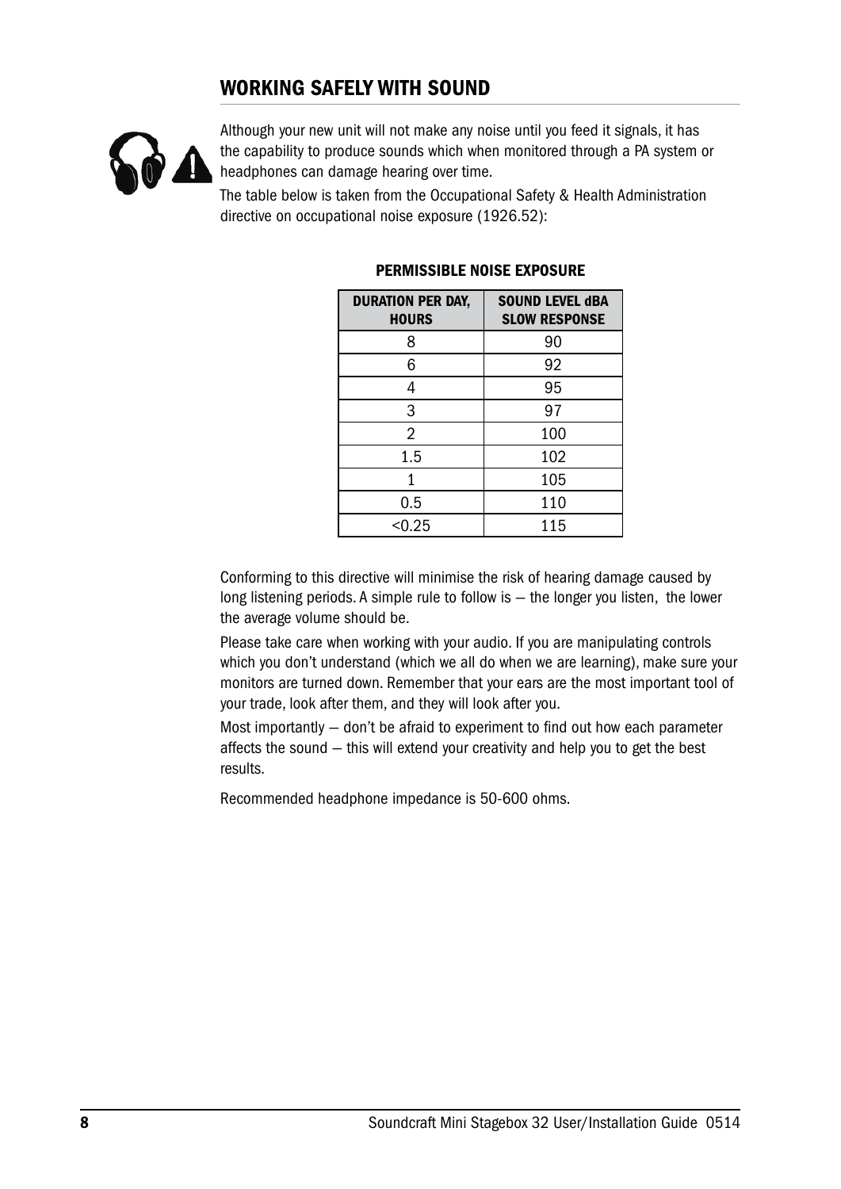## WORKING SAFELY WITH SOUND

Although your new unit will not make any noise until you feed it signals, it has the capability to produce sounds which when monitored through a PA system or headphones can damage hearing over time.

The table below is taken from the Occupational Safety & Health Administration directive on occupational noise exposure (1926.52):

**PERMISSIBLE NOISE EXPOSURE**

| DURATION PER DAY, HOURS | SOUND LEVEL dBA SLOW RESPONSE |
|---|---|
| 8 | 90 |
| 6 | 92 |
| 4 | 95 |
| 3 | 97 |
| 2 | 100 |
| 1.5 | 102 |
| 1 | 105 |
| 0.5 | 110 |
| <0.25 | 115 |

Conforming to this directive will minimise the risk of hearing damage caused by long listening periods. A simple rule to follow is – the longer you listen, the lower the average volume should be.

Please take care when working with your audio. If you are manipulating controls which you don't understand (which we all do when we are learning), make sure your monitors are turned down. Remember that your ears are the most important tool of your trade, look after them, and they will look after you.

Most importantly – don't be afraid to experiment to find out how each parameter affects the sound – this will extend your creativity and help you to get the best results.

Recommended headphone impedance is 50-600 ohms.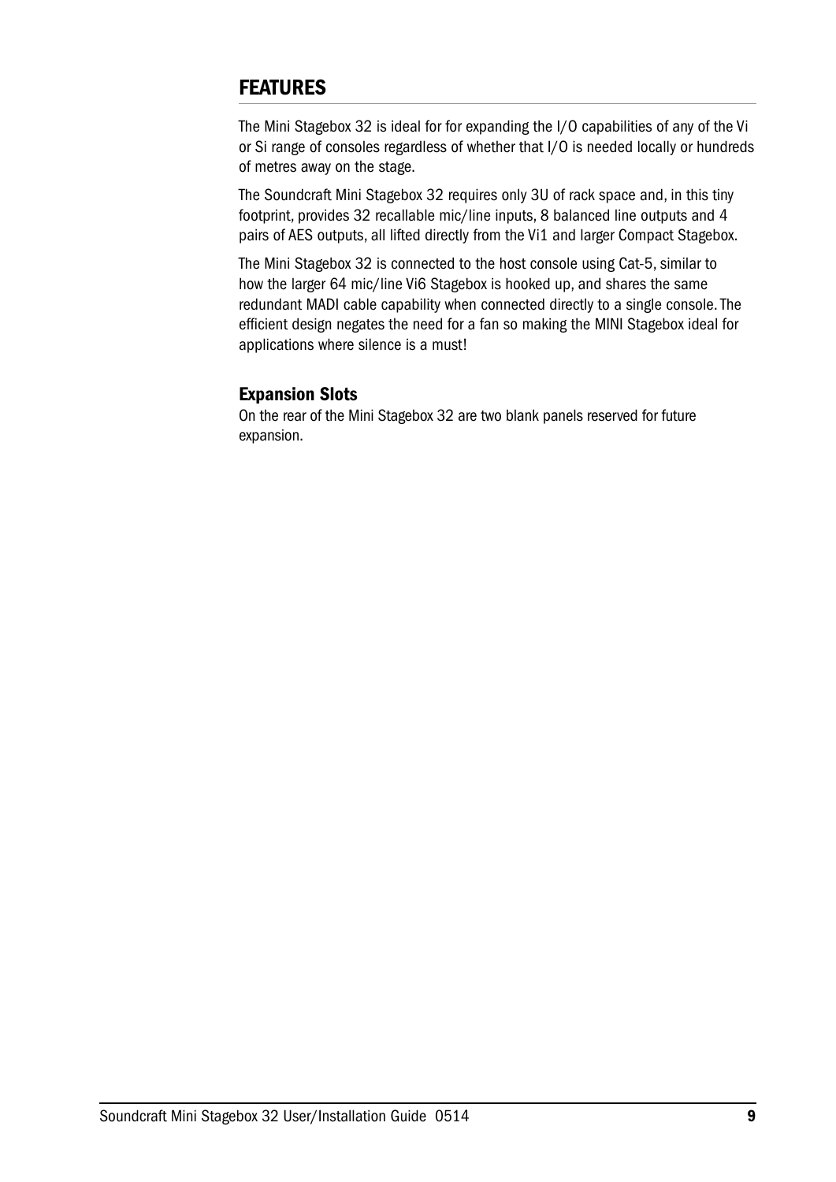## FEATURES

The Mini Stagebox 32 is ideal for for expanding the I/O capabilities of any of the Vi or Si range of consoles regardless of whether that I/O is needed locally or hundreds of metres away on the stage.

The Soundcraft Mini Stagebox 32 requires only 3U of rack space and, in this tiny footprint, provides 32 recallable mic/line inputs, 8 balanced line outputs and 4 pairs of AES outputs, all lifted directly from the Vi1 and larger Compact Stagebox.

The Mini Stagebox 32 is connected to the host console using Cat-5, similar to how the larger 64 mic/line Vi6 Stagebox is hooked up, and shares the same redundant MADI cable capability when connected directly to a single console. The efficient design negates the need for a fan so making the MINI Stagebox ideal for applications where silence is a must!

### Expansion Slots

On the rear of the Mini Stagebox 32 are two blank panels reserved for future expansion.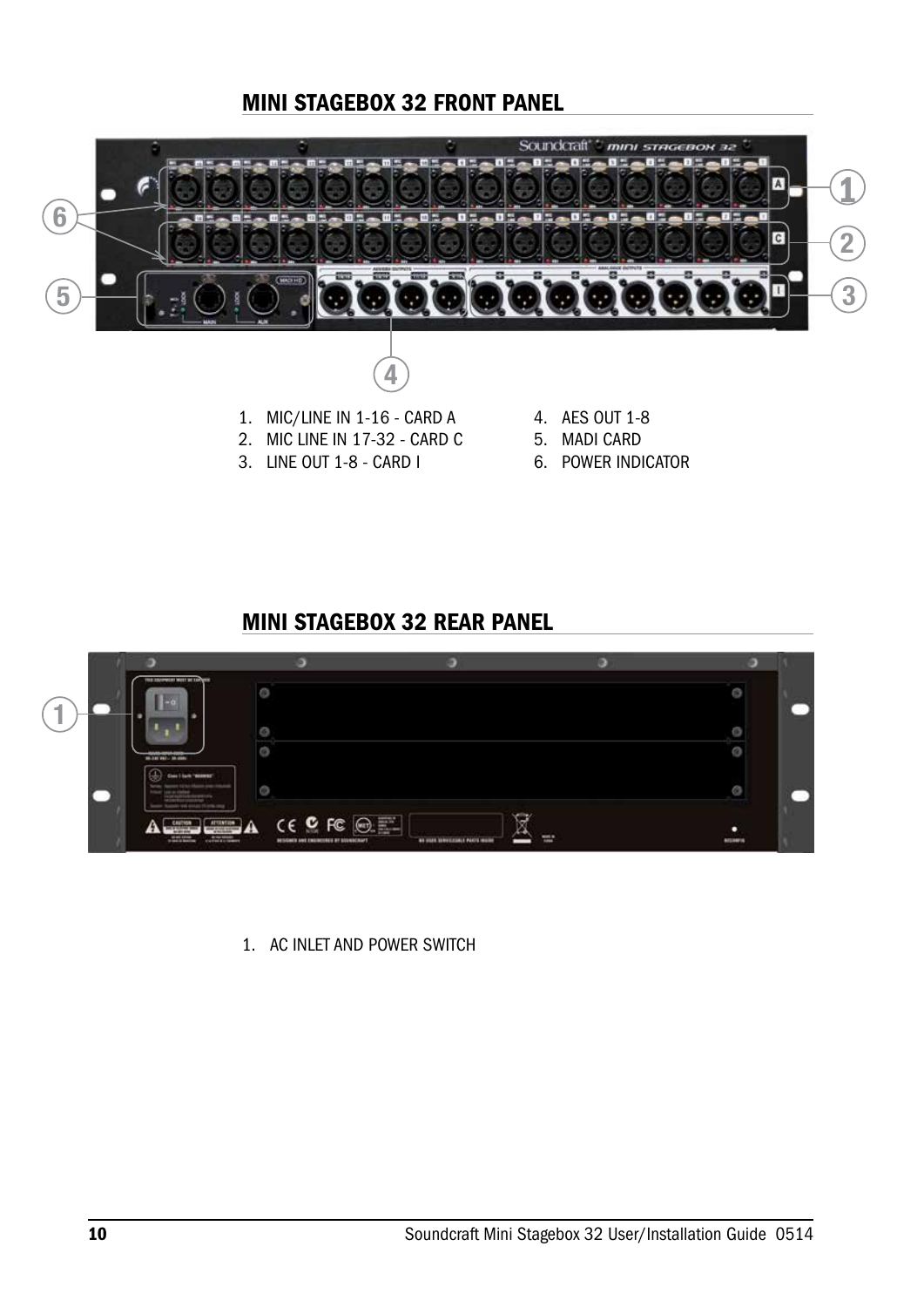## MINI STAGEBOX 32 FRONT PANEL

1. MIC/LINE IN 1-16 - CARD A
2. MIC LINE IN 17-32 - CARD C
3. LINE OUT 1-8 - CARD I
4. AES OUT 1-8
5. MADI CARD
6. POWER INDICATOR

## MINI STAGEBOX 32 REAR PANEL

1. AC INLET AND POWER SWITCH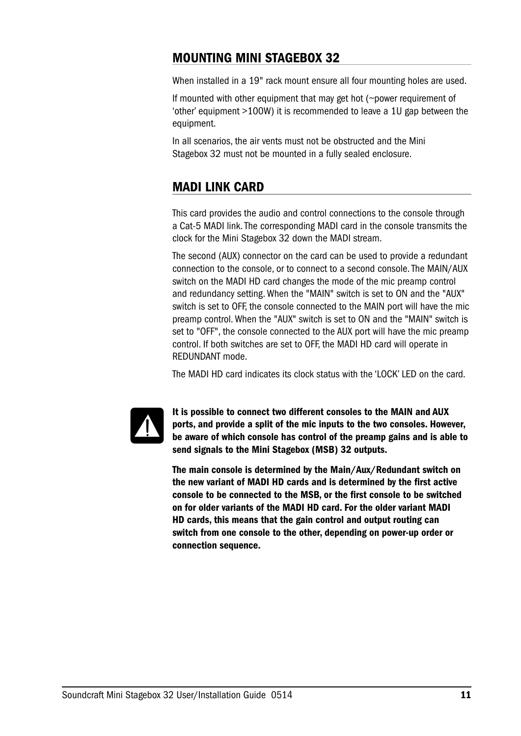## MOUNTING MINI STAGEBOX 32

When installed in a 19" rack mount ensure all four mounting holes are used.

If mounted with other equipment that may get hot (~power requirement of 'other' equipment >100W) it is recommended to leave a 1U gap between the equipment.

In all scenarios, the air vents must not be obstructed and the Mini Stagebox 32 must not be mounted in a fully sealed enclosure.

## MADI LINK CARD

This card provides the audio and control connections to the console through a Cat-5 MADI link. The corresponding MADI card in the console transmits the clock for the Mini Stagebox 32 down the MADI stream.

The second (AUX) connector on the card can be used to provide a redundant connection to the console, or to connect to a second console. The MAIN/AUX switch on the MADI HD card changes the mode of the mic preamp control and redundancy setting. When the "MAIN" switch is set to ON and the "AUX" switch is set to OFF, the console connected to the MAIN port will have the mic preamp control. When the "AUX" switch is set to ON and the "MAIN" switch is set to "OFF", the console connected to the AUX port will have the mic preamp control. If both switches are set to OFF, the MADI HD card will operate in REDUNDANT mode.

The MADI HD card indicates its clock status with the 'LOCK' LED on the card.

**It is possible to connect two different consoles to the MAIN and AUX ports, and provide a split of the mic inputs to the two consoles. However, be aware of which console has control of the preamp gains and is able to send signals to the Mini Stagebox (MSB) 32 outputs.**

**The main console is determined by the Main/Aux/Redundant switch on the new variant of MADI HD cards and is determined by the first active console to be connected to the MSB, or the first console to be switched on for older variants of the MADI HD card. For the older variant MADI HD cards, this means that the gain control and output routing can switch from one console to the other, depending on power-up order or connection sequence.**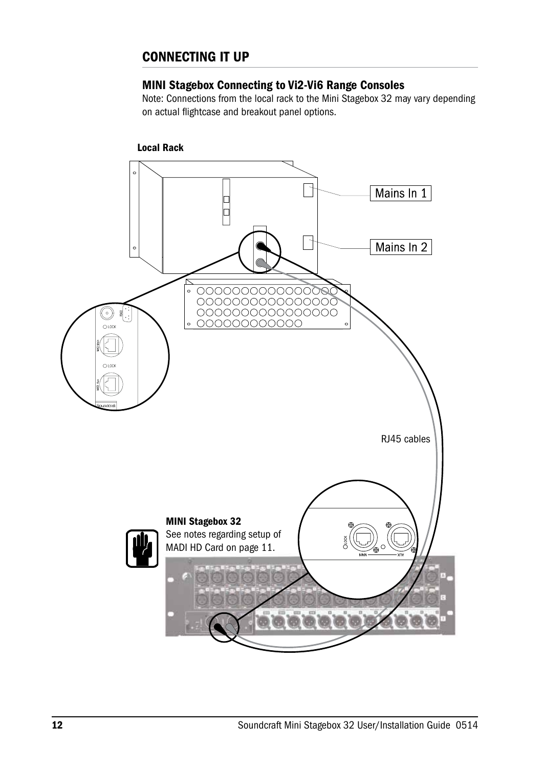# CONNECTING IT UP

## MINI Stagebox Connecting to Vi2-Vi6 Range Consoles

Note: Connections from the local rack to the Mini Stagebox 32 may vary depending on actual flightcase and breakout panel options.

**Local Rack**

Mains In 1

Mains In 2

RJ45 cables

**MINI Stagebox 32**
See notes regarding setup of MADI HD Card on page 11.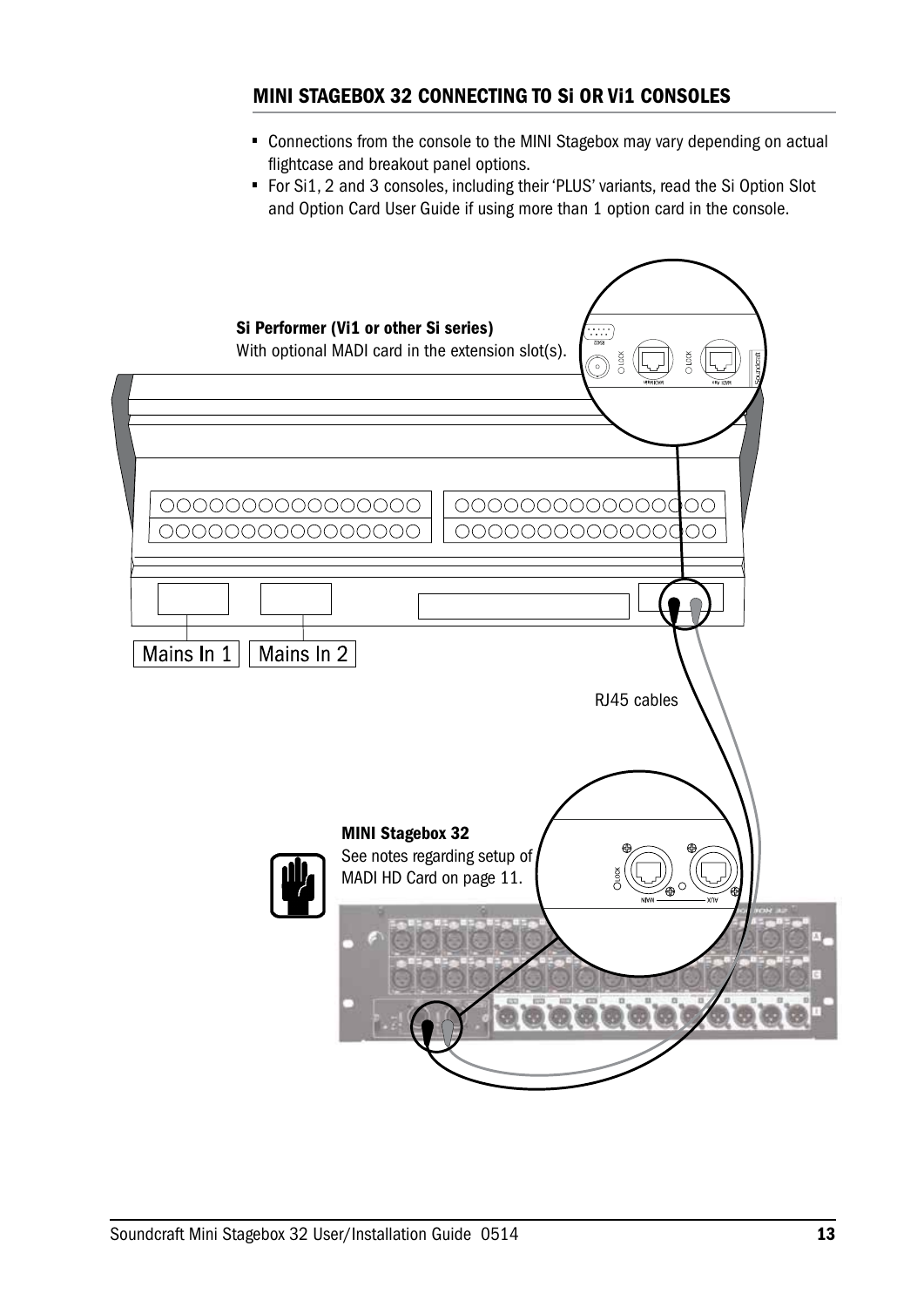## MINI STAGEBOX 32 CONNECTING TO Si OR Vi1 CONSOLES

- Connections from the console to the MINI Stagebox may vary depending on actual flightcase and breakout panel options.
- For Si1, 2 and 3 consoles, including their 'PLUS' variants, read the Si Option Slot and Option Card User Guide if using more than 1 option card in the console.

**Si Performer (Vi1 or other Si series)**
With optional MADI card in the extension slot(s).

Mains In 1 | Mains In 2

RJ45 cables

**MINI Stagebox 32**
See notes regarding setup of MADI HD Card on page 11.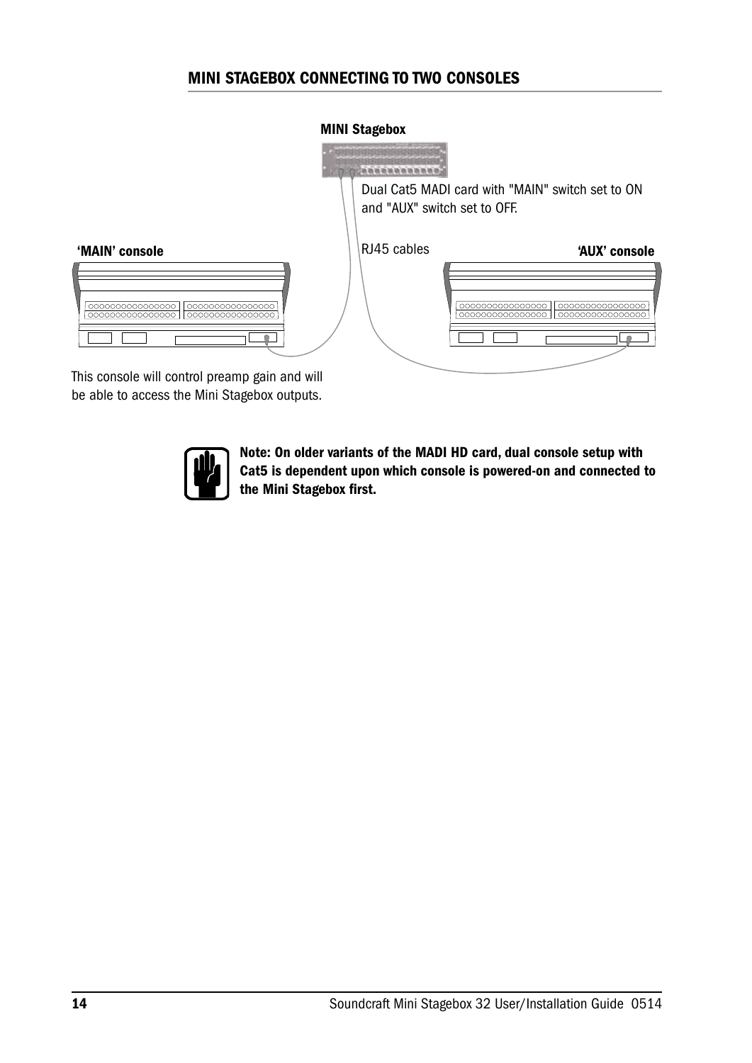## MINI STAGEBOX CONNECTING TO TWO CONSOLES

**MINI Stagebox**

Dual Cat5 MADI card with "MAIN" switch set to ON and "AUX" switch set to OFF.

RJ45 cables

**'MAIN' console**

**'AUX' console**

This console will control preamp gain and will be able to access the Mini Stagebox outputs.

**Note: On older variants of the MADI HD card, dual console setup with Cat5 is dependent upon which console is powered-on and connected to the Mini Stagebox first.**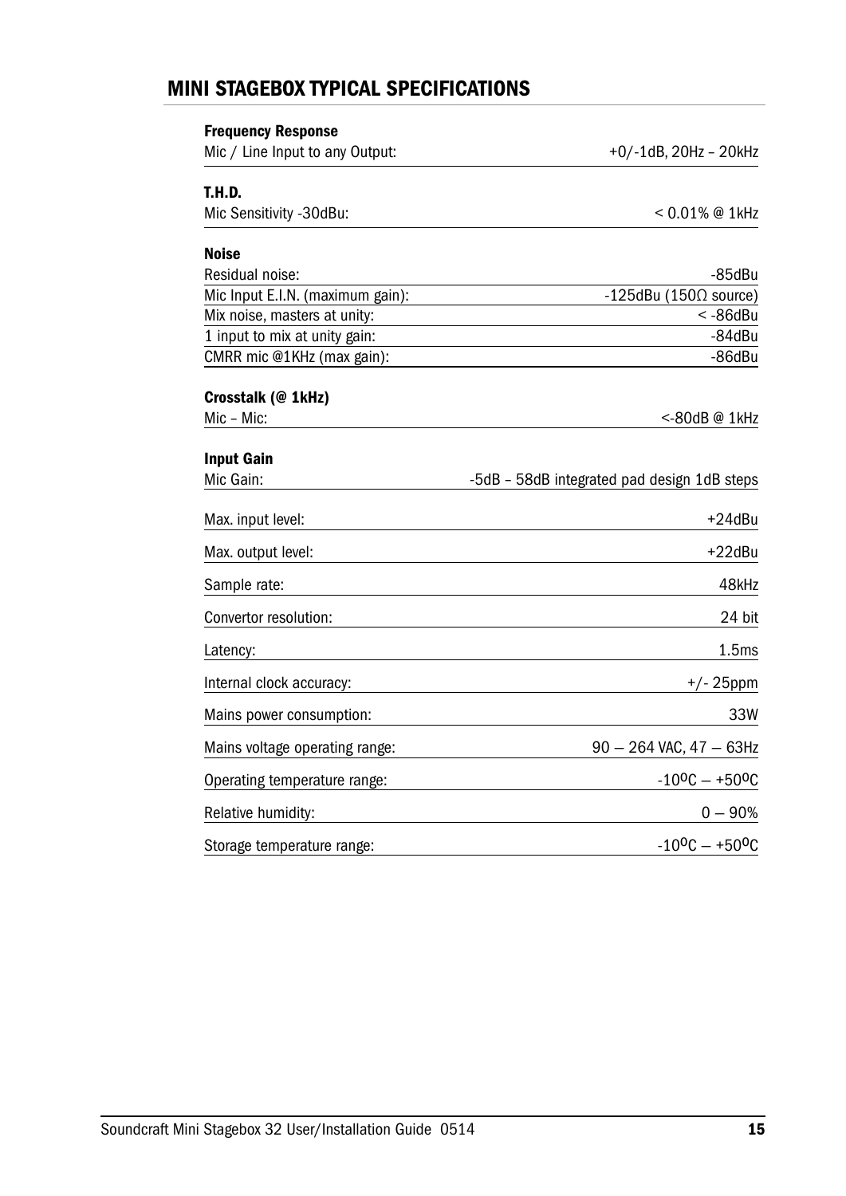## MINI STAGEBOX TYPICAL SPECIFICATIONS

**Frequency Response**

| | |
|---|---|
| Mic / Line Input to any Output: | +0/-1dB, 20Hz – 20kHz |

**T.H.D.**

| | |
|---|---|
| Mic Sensitivity -30dBu: | < 0.01% @ 1kHz |

**Noise**

| | |
|---|---|
| Residual noise: | -85dBu |
| Mic Input E.I.N. (maximum gain): | -125dBu (150Ω source) |
| Mix noise, masters at unity: | < -86dBu |
| 1 input to mix at unity gain: | -84dBu |
| CMRR mic @1KHz (max gain): | -86dBu |

**Crosstalk (@ 1kHz)**

| | |
|---|---|
| Mic – Mic: | <-80dB @ 1kHz |

**Input Gain**

| | |
|---|---|
| Mic Gain: | -5dB – 58dB integrated pad design 1dB steps |
| Max. input level: | +24dBu |
| Max. output level: | +22dBu |
| Sample rate: | 48kHz |
| Convertor resolution: | 24 bit |
| Latency: | 1.5ms |
| Internal clock accuracy: | +/- 25ppm |
| Mains power consumption: | 33W |
| Mains voltage operating range: | 90 – 264 VAC, 47 – 63Hz |
| Operating temperature range: | -10ºC – +50ºC |
| Relative humidity: | 0 – 90% |
| Storage temperature range: | -10ºC – +50ºC |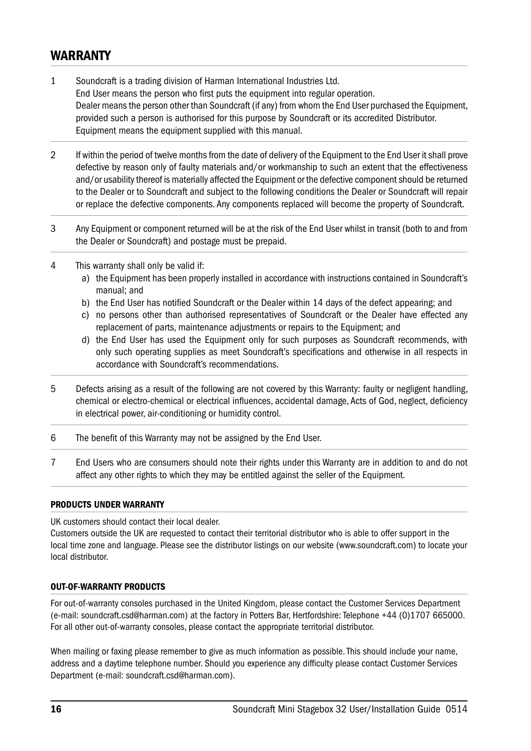# WARRANTY

1. Soundcraft is a trading division of Harman International Industries Ltd.
   End User means the person who first puts the equipment into regular operation.
   Dealer means the person other than Soundcraft (if any) from whom the End User purchased the Equipment, provided such a person is authorised for this purpose by Soundcraft or its accredited Distributor.
   Equipment means the equipment supplied with this manual.

2. If within the period of twelve months from the date of delivery of the Equipment to the End User it shall prove defective by reason only of faulty materials and/or workmanship to such an extent that the effectiveness and/or usability thereof is materially affected the Equipment or the defective component should be returned to the Dealer or to Soundcraft and subject to the following conditions the Dealer or Soundcraft will repair or replace the defective components. Any components replaced will become the property of Soundcraft.

3. Any Equipment or component returned will be at the risk of the End User whilst in transit (both to and from the Dealer or Soundcraft) and postage must be prepaid.

4. This warranty shall only be valid if:
   a) the Equipment has been properly installed in accordance with instructions contained in Soundcraft's manual; and
   b) the End User has notified Soundcraft or the Dealer within 14 days of the defect appearing; and
   c) no persons other than authorised representatives of Soundcraft or the Dealer have effected any replacement of parts, maintenance adjustments or repairs to the Equipment; and
   d) the End User has used the Equipment only for such purposes as Soundcraft recommends, with only such operating supplies as meet Soundcraft's specifications and otherwise in all respects in accordance with Soundcraft's recommendations.

5. Defects arising as a result of the following are not covered by this Warranty: faulty or negligent handling, chemical or electro-chemical or electrical influences, accidental damage, Acts of God, neglect, deficiency in electrical power, air-conditioning or humidity control.

6. The benefit of this Warranty may not be assigned by the End User.

7. End Users who are consumers should note their rights under this Warranty are in addition to and do not affect any other rights to which they may be entitled against the seller of the Equipment.

### PRODUCTS UNDER WARRANTY

UK customers should contact their local dealer.
Customers outside the UK are requested to contact their territorial distributor who is able to offer support in the local time zone and language. Please see the distributor listings on our website (www.soundcraft.com) to locate your local distributor.

### OUT-OF-WARRANTY PRODUCTS

For out-of-warranty consoles purchased in the United Kingdom, please contact the Customer Services Department (e-mail: soundcraft.csd@harman.com) at the factory in Potters Bar, Hertfordshire: Telephone +44 (0)1707 665000.
For all other out-of-warranty consoles, please contact the appropriate territorial distributor.

When mailing or faxing please remember to give as much information as possible. This should include your name, address and a daytime telephone number. Should you experience any difficulty please contact Customer Services Department (e-mail: soundcraft.csd@harman.com).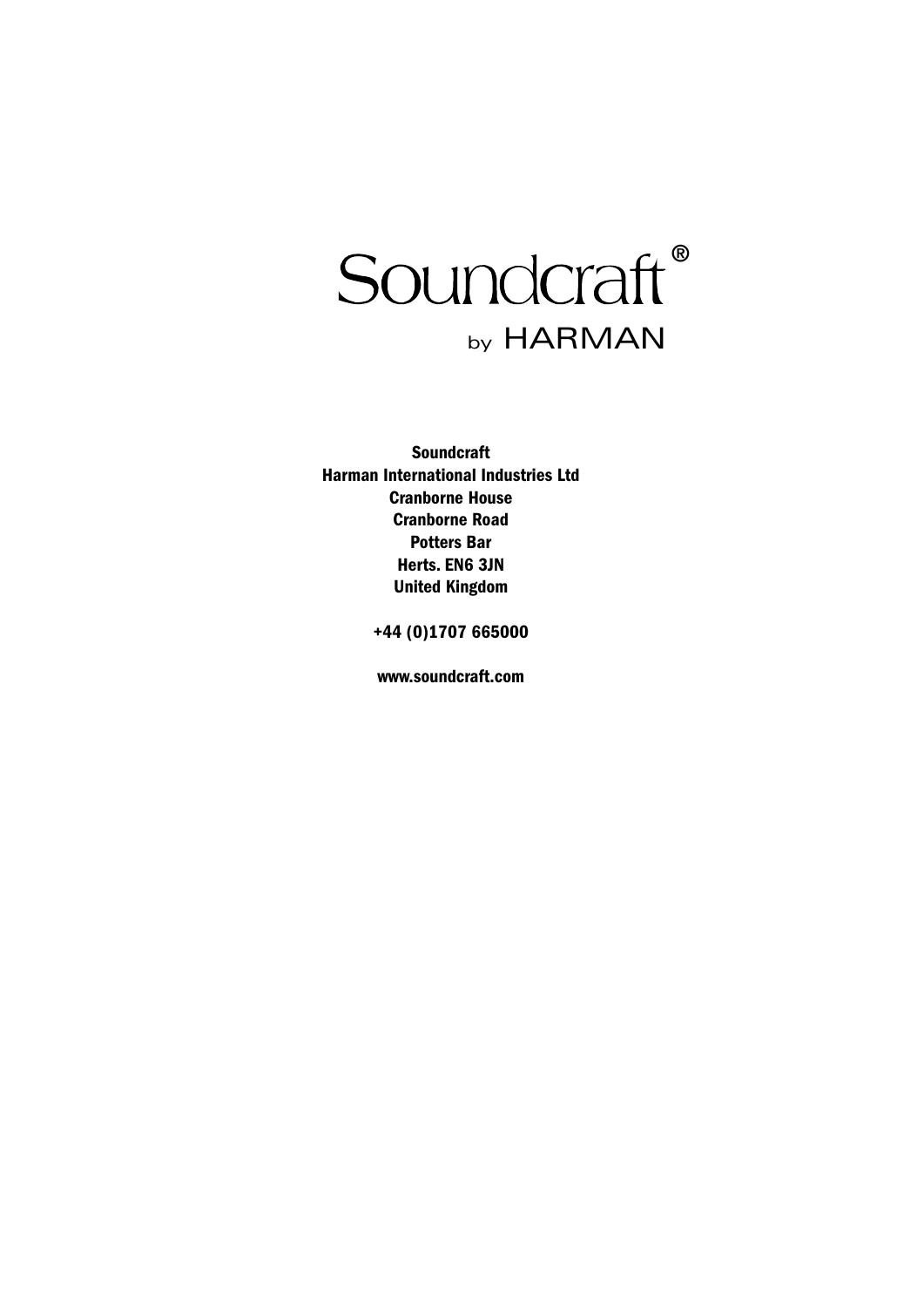Soundcraft®

by HARMAN

**Soundcraft**
**Harman International Industries Ltd**
**Cranborne House**
**Cranborne Road**
**Potters Bar**
**Herts. EN6 3JN**
**United Kingdom**

**+44 (0)1707 665000**

**www.soundcraft.com**